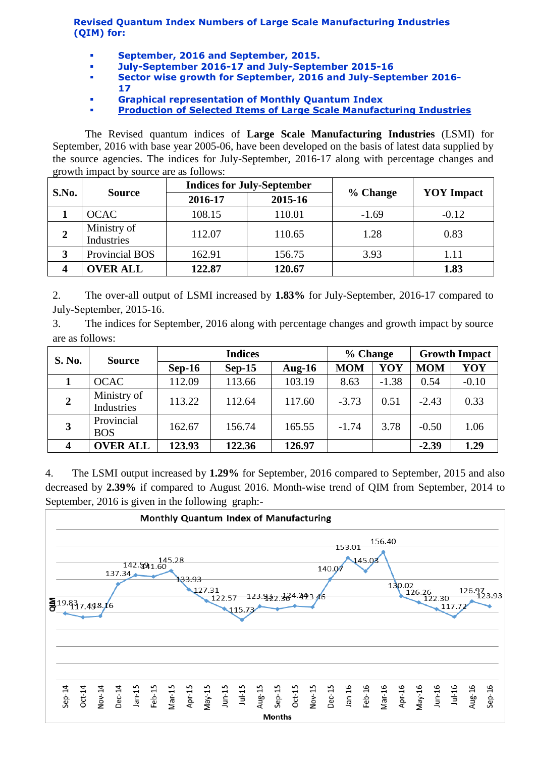**Revised Quantum Index Numbers of Large Scale Manufacturing Industries (QIM) for:**

- **September, 2016 and September, 2015.**
- **July-September 2016-17 and July-September 2015-16**
- **Sector wise growth for September, 2016 and July-September 2016-17**
- **Graphical representation of Monthly Quantum Index**
- **Production of Selected Items of Large Scale Manufacturing Industries**

The Revised quantum indices of **Large Scale Manufacturing Industries** (LSMI) for September, 2016 with base year 2005-06, have been developed on the basis of latest data supplied by the source agencies. The indices for July-September, 2016-17 along with percentage changes and growth impact by source are as follows:

| S.No. | Source | Indices for July-September | | % Change | YOY Impact |
|---|---|---|---|---|---|
| | | 2016-17 | 2015-16 | | |
| **1** | OCAC | 108.15 | 110.01 | -1.69 | -0.12 |
| **2** | Ministry of Industries | 112.07 | 110.65 | 1.28 | 0.83 |
| **3** | Provincial BOS | 162.91 | 156.75 | 3.93 | 1.11 |
| **4** | **OVER ALL** | **122.87** | **120.67** | | **1.83** |

2. The over-all output of LSMI increased by **1.83%** for July-September, 2016-17 compared to July-September, 2015-16.

3. The indices for September, 2016 along with percentage changes and growth impact by source are as follows:

| S. No. | Source | Indices | | | % Change | | Growth Impact | |
|---|---|---|---|---|---|---|---|---|
| | | Sep-16 | Sep-15 | Aug-16 | MOM | YOY | MOM | YOY |
| **1** | OCAC | 112.09 | 113.66 | 103.19 | 8.63 | -1.38 | 0.54 | -0.10 |
| **2** | Ministry of Industries | 113.22 | 112.64 | 117.60 | -3.73 | 0.51 | -2.43 | 0.33 |
| **3** | Provincial BOS | 162.67 | 156.74 | 165.55 | -1.74 | 3.78 | -0.50 | 1.06 |
| **4** | **OVER ALL** | **123.93** | **122.36** | **126.97** | | | **-2.39** | **1.29** |

4. The LSMI output increased by **1.29%** for September, 2016 compared to September, 2015 and also decreased by **2.39%** if compared to August 2016. Month-wise trend of QIM from September, 2014 to September, 2016 is given in the following graph:-

**Monthly Quantum Index of Manufacturing**

| Month | QIM |
|---|---|
| Sep-14 | 119.83 |
| Oct-14 | 117.45 |
| Nov-14 | 118.16 |
| Dec-14 | 137.34 |
| Jan-15 | 142.59 |
| Feb-15 | 141.60 |
| Mar-15 | 145.28 |
| Apr-15 | 133.93 |
| May-15 | 127.31 |
| Jun-15 | 122.57 |
| Jul-15 | 115.73 |
| Aug-15 | 123.93 |
| Sep-15 | 122.36 |
| Oct-15 | 124.24 |
| Nov-15 | 123.46 |
| Dec-15 | 140.07 |
| Jan-16 | 153.01 |
| Feb-16 | 145.03 |
| Mar-16 | 156.40 |
| Apr-16 | 130.02 |
| May-16 | 126.26 |
| Jun-16 | 122.30 |
| Jul-16 | 117.72 |
| Aug-16 | 126.97 |
| Sep-16 | 123.93 |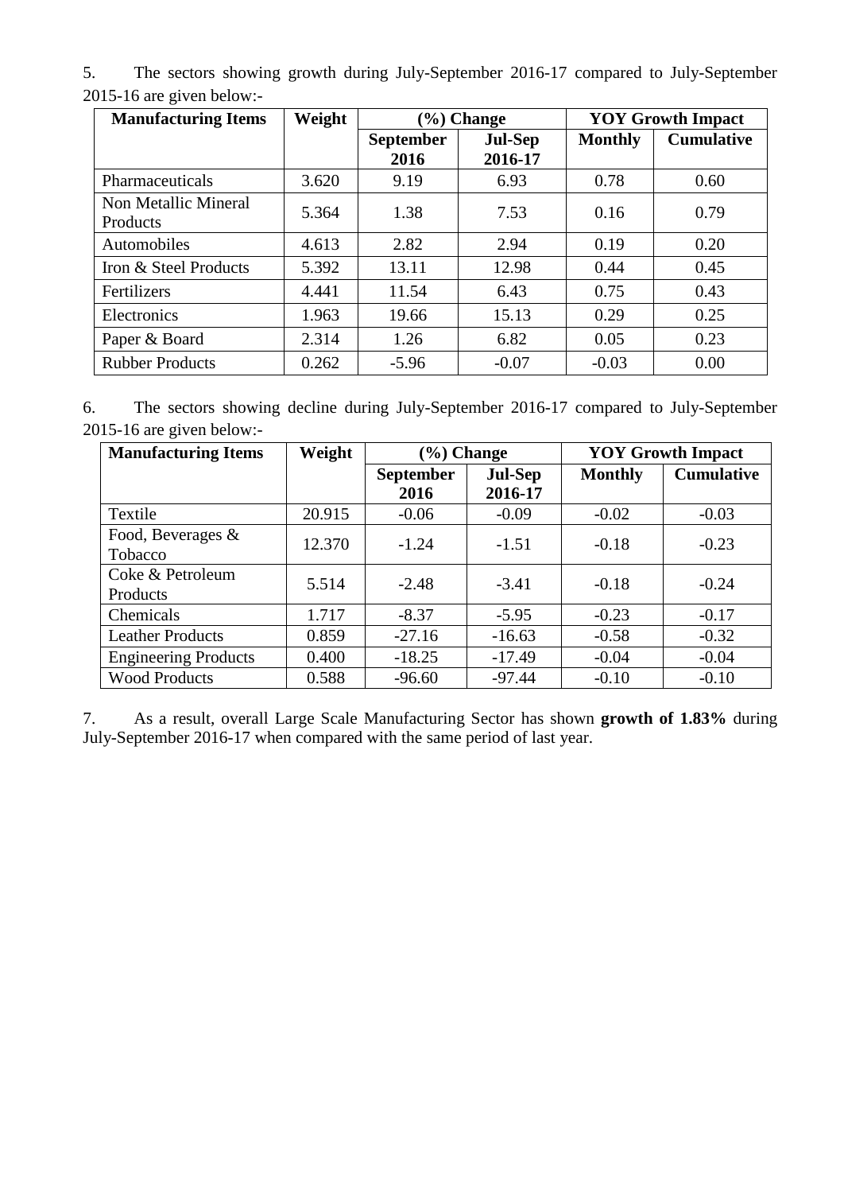5. The sectors showing growth during July-September 2016-17 compared to July-September 2015-16 are given below:-

| Manufacturing Items | Weight | (%) Change | | YOY Growth Impact | |
|---|---|---|---|---|---|
| | | September 2016 | Jul-Sep 2016-17 | Monthly | Cumulative |
| Pharmaceuticals | 3.620 | 9.19 | 6.93 | 0.78 | 0.60 |
| Non Metallic Mineral Products | 5.364 | 1.38 | 7.53 | 0.16 | 0.79 |
| Automobiles | 4.613 | 2.82 | 2.94 | 0.19 | 0.20 |
| Iron & Steel Products | 5.392 | 13.11 | 12.98 | 0.44 | 0.45 |
| Fertilizers | 4.441 | 11.54 | 6.43 | 0.75 | 0.43 |
| Electronics | 1.963 | 19.66 | 15.13 | 0.29 | 0.25 |
| Paper & Board | 2.314 | 1.26 | 6.82 | 0.05 | 0.23 |
| Rubber Products | 0.262 | -5.96 | -0.07 | -0.03 | 0.00 |

6. The sectors showing decline during July-September 2016-17 compared to July-September 2015-16 are given below:-

| Manufacturing Items | Weight | (%) Change | | YOY Growth Impact | |
|---|---|---|---|---|---|
| | | September 2016 | Jul-Sep 2016-17 | Monthly | Cumulative |
| Textile | 20.915 | -0.06 | -0.09 | -0.02 | -0.03 |
| Food, Beverages & Tobacco | 12.370 | -1.24 | -1.51 | -0.18 | -0.23 |
| Coke & Petroleum Products | 5.514 | -2.48 | -3.41 | -0.18 | -0.24 |
| Chemicals | 1.717 | -8.37 | -5.95 | -0.23 | -0.17 |
| Leather Products | 0.859 | -27.16 | -16.63 | -0.58 | -0.32 |
| Engineering Products | 0.400 | -18.25 | -17.49 | -0.04 | -0.04 |
| Wood Products | 0.588 | -96.60 | -97.44 | -0.10 | -0.10 |

7. As a result, overall Large Scale Manufacturing Sector has shown **growth of 1.83%** during July-September 2016-17 when compared with the same period of last year.